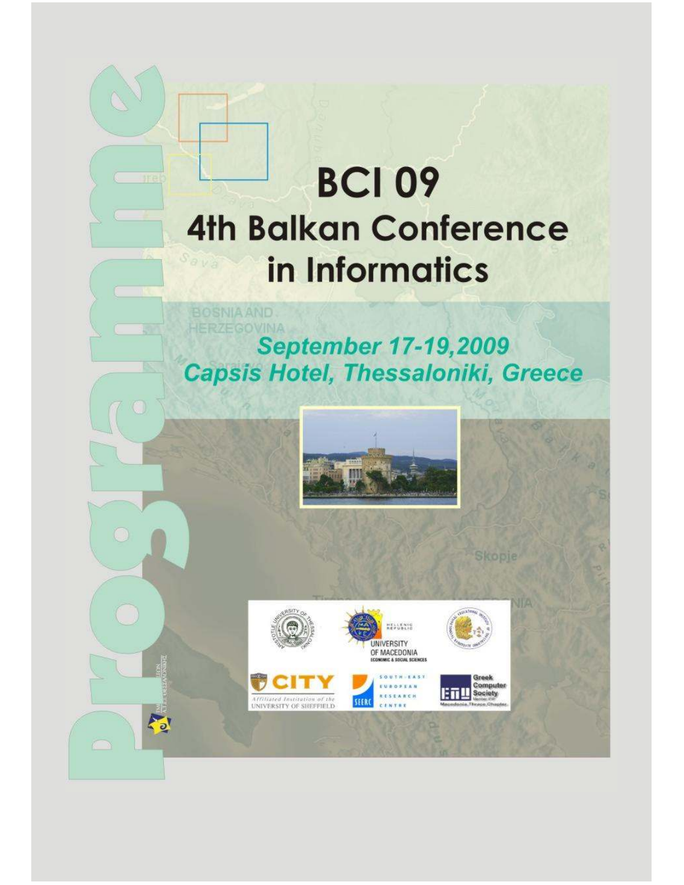# Programme

# BCI 09

## 4th Balkan Conference in Informatics

*September 17-19,2009*
*Capsis Hotel, Thessaloniki, Greece*

HELLENIC REPUBLIC UNIVERSITY OF MACEDONIA ECONOMIC & SOCIAL SCIENCES

CITY Affiliated Institution of the UNIVERSITY OF SHEFFIELD

SOUTH-EAST EUROPEAN RESEARCH CENTRE SEERC

Greek Computer Society Macedonia,Thrace Chapter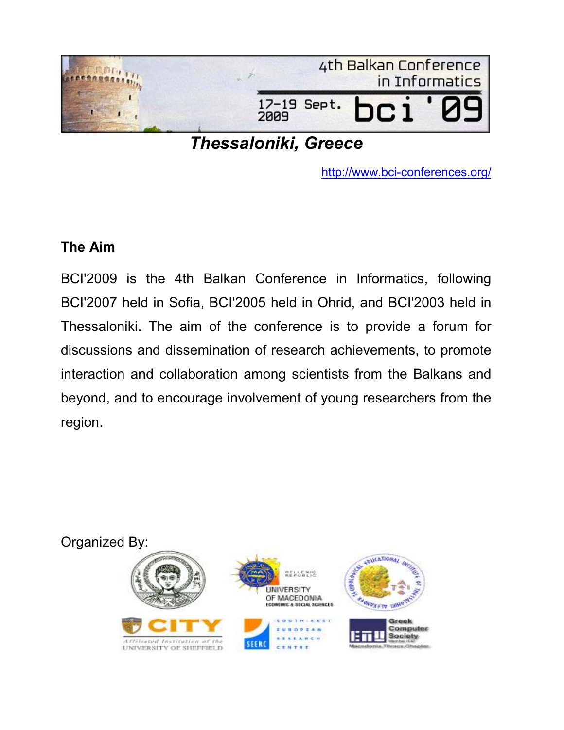4th Balkan Conference in Informatics

17-19 Sept. 2009 **bci '09**

***Thessaloniki, Greece***

http://www.bci-conferences.org/

## The Aim

BCI'2009 is the 4th Balkan Conference in Informatics, following BCI'2007 held in Sofia, BCI'2005 held in Ohrid, and BCI'2003 held in Thessaloniki. The aim of the conference is to provide a forum for discussions and dissemination of research achievements, to promote interaction and collaboration among scientists from the Balkans and beyond, and to encourage involvement of young researchers from the region.

Organized By:

UNIVERSITY OF MACEDONIA ECONOMIC & SOCIAL SCIENCES

CITY Affiliated Institution of the UNIVERSITY OF SHEFFIELD

SEERC SOUTH-EAST EUROPEAN RESEARCH CENTRE

Greek Computer Society Macedonia-Thrace Chapter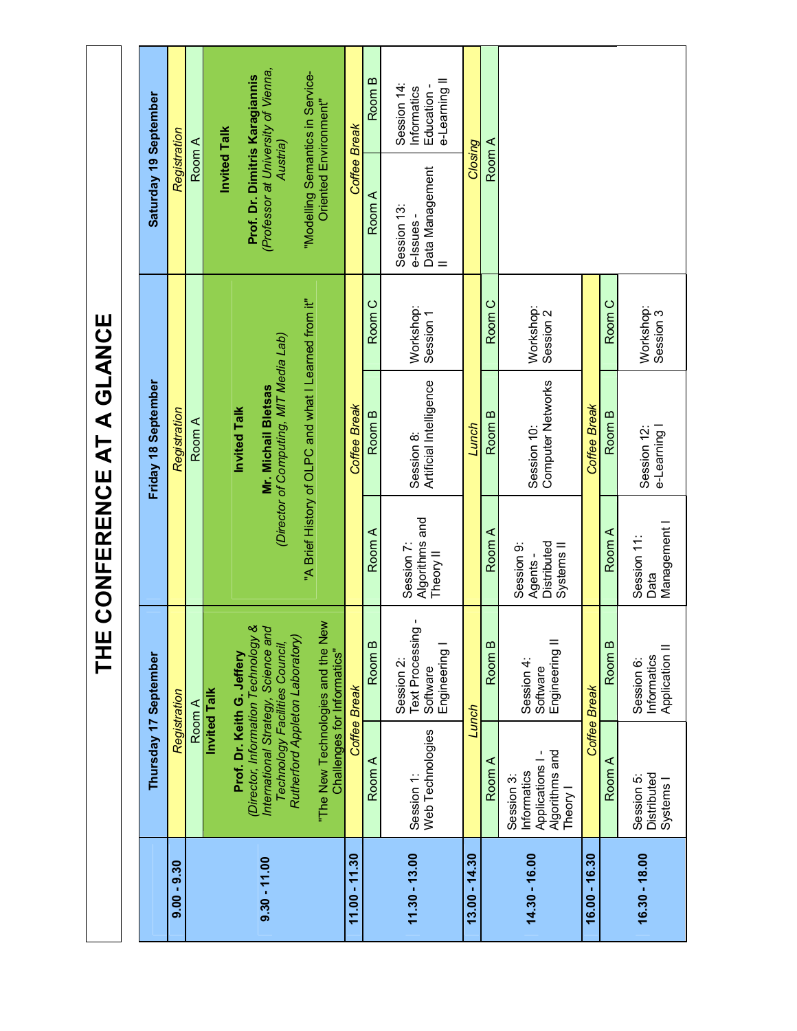# THE CONFERENCE AT A GLANCE

| | Thursday 17 September | | Friday 18 September | | | Saturday 19 September | |
|---|---|---|---|---|---|---|---|
| 9.00 - 9.30 | *Registration* | | *Registration* | | | *Registration* | |
| 9.30 - 11.00 | Room A<br>**Invited Talk**<br>**Prof. Dr. Keith G. Jeffery**<br>*(Director, Information Technology & International Strategy, Science and Technology Facilities Council, Rutherford Appleton Laboratory)*<br>"The New Technologies and the New Challenges for Informatics" | | Room A<br>**Invited Talk**<br>**Mr. Michail Bletsas**<br>*(Director of Computing, MIT Media Lab)*<br>"A Brief History of OLPC and what I Learned from it" | | | Room A<br>**Invited Talk**<br>**Prof. Dr. Dimitris Karagiannis**<br>*(Professor at University of Vienna, Austria)*<br>"Modelling Semantics in Service-Oriented Environment" | |
| 11.00 - 11.30 | *Coffee Break* | | *Coffee Break* | | | *Coffee Break* | |
| | Room A | Room B | Room A | Room B | Room C | Room A | Room B |
| 11.30 - 13.00 | Session 1:<br>Web Technologies | Session 2:<br>Text Processing - Software Engineering I | Session 7:<br>Algorithms and Theory II | Session 8:<br>Artificial Intelligence | Workshop:<br>Session 1 | Session 13:<br>e-Issues - Data Management II | Session 14:<br>Informatics Education - e-Learning II |
| 13.00 - 14.30 | *Lunch* | | *Lunch* | | | *Closing* | |
| | Room A | Room B | Room A | Room B | Room C | Room A | |
| 14.30 - 16.00 | Session 3:<br>Informatics Applications I - Algorithms and Theory I | Session 4:<br>Software Engineering II | Session 9:<br>Agents - Distributed Systems II | Session 10:<br>Computer Networks | Workshop:<br>Session 2 | | |
| 16.00 - 16.30 | *Coffee Break* | | *Coffee Break* | | | | |
| | Room A | Room B | Room A | Room B | Room C | | |
| 16.30 - 18.00 | Session 5:<br>Distributed Systems I | Session 6:<br>Informatics Application II | Session 11:<br>Data Management I | Session 12:<br>e-Learning I | Workshop:<br>Session 3 | | |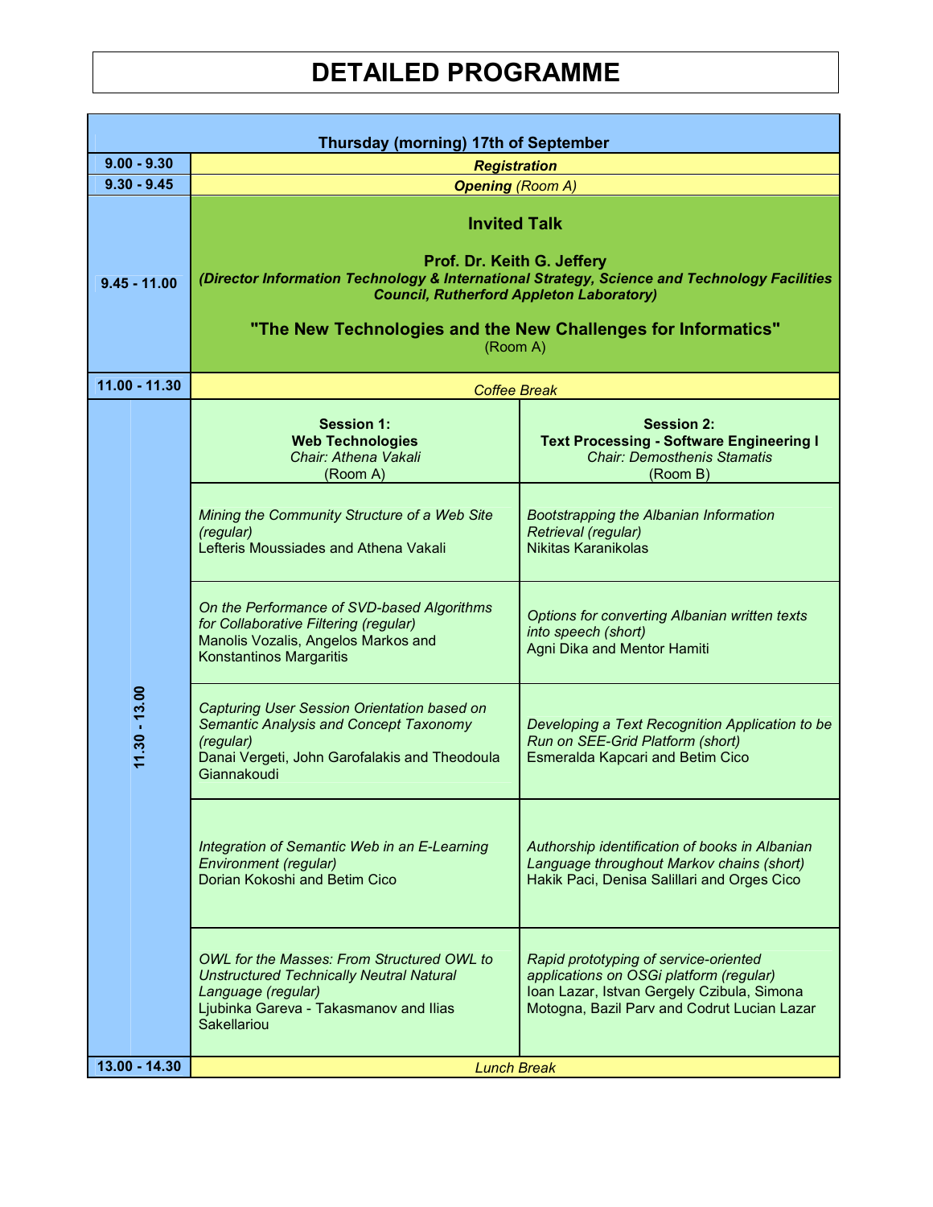# DETAILED PROGRAMME

| Thursday (morning) 17th of September | | |
|---|---|---|
| **9.00 - 9.30** | ***Registration*** | |
| **9.30 - 9.45** | ***Opening*** *(Room A)* | |
| **9.45 - 11.00** | **Invited Talk**<br><br>**Prof. Dr. Keith G. Jeffery**<br>***(Director Information Technology & International Strategy, Science and Technology Facilities Council, Rutherford Appleton Laboratory)***<br><br>**"The New Technologies and the New Challenges for Informatics"**<br>(Room A) | |
| **11.00 - 11.30** | *Coffee Break* | |
| **11.30 - 13.00** | **Session 1:**<br>**Web Technologies**<br>*Chair: Athena Vakali*<br>(Room A) | **Session 2:**<br>**Text Processing - Software Engineering I**<br>*Chair: Demosthenis Stamatis*<br>(Room B) |
| | *Mining the Community Structure of a Web Site (regular)*<br>Lefteris Moussiades and Athena Vakali | *Bootstrapping the Albanian Information Retrieval (regular)*<br>Nikitas Karanikolas |
| | *On the Performance of SVD-based Algorithms for Collaborative Filtering (regular)*<br>Manolis Vozalis, Angelos Markos and Konstantinos Margaritis | *Options for converting Albanian written texts into speech (short)*<br>Agni Dika and Mentor Hamiti |
| | *Capturing User Session Orientation based on Semantic Analysis and Concept Taxonomy (regular)*<br>Danai Vergeti, John Garofalakis and Theodoula Giannakoudi | *Developing a Text Recognition Application to be Run on SEE-Grid Platform (short)*<br>Esmeralda Kapcari and Betim Cico |
| | *Integration of Semantic Web in an E-Learning Environment (regular)*<br>Dorian Kokoshi and Betim Cico | *Authorship identification of books in Albanian Language throughout Markov chains (short)*<br>Hakik Paci, Denisa Salillari and Orges Cico |
| | *OWL for the Masses: From Structured OWL to Unstructured Technically Neutral Natural Language (regular)*<br>Ljubinka Gareva - Takasmanov and Ilias Sakellariou | *Rapid prototyping of service-oriented applications on OSGi platform (regular)*<br>Ioan Lazar, Istvan Gergely Czibula, Simona Motogna, Bazil Parv and Codrut Lucian Lazar |
| **13.00 - 14.30** | *Lunch Break* | |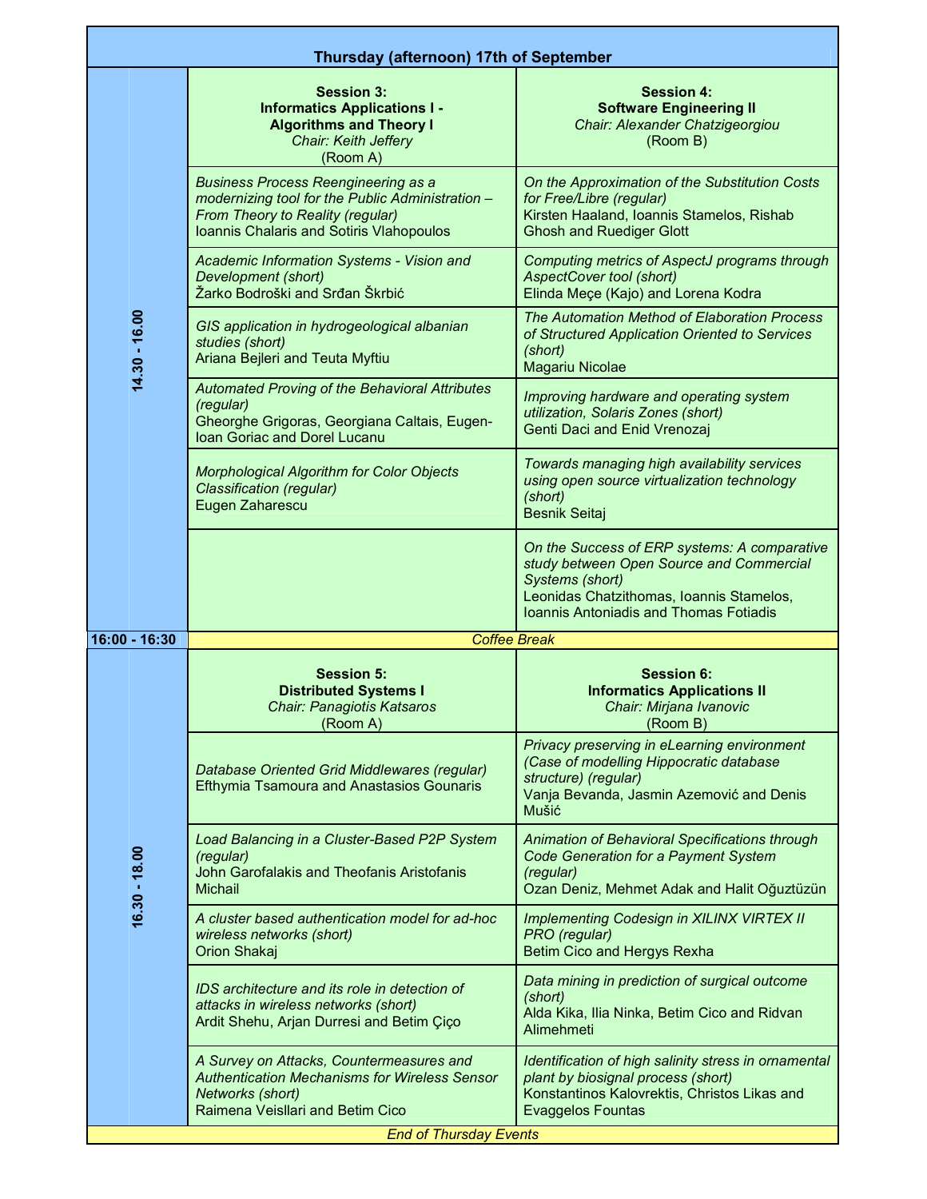# Thursday (afternoon) 17th of September

| Time | Room A | Room B |
|---|---|---|
| 14.30 - 16.00 | **Session 3: Informatics Applications I - Algorithms and Theory I**<br>*Chair: Keith Jeffery*<br>(Room A) | **Session 4: Software Engineering II**<br>*Chair: Alexander Chatzigeorgiou*<br>(Room B) |
| | *Business Process Reengineering as a modernizing tool for the Public Administration – From Theory to Reality (regular)*<br>Ioannis Chalaris and Sotiris Vlahopoulos | *On the Approximation of the Substitution Costs for Free/Libre (regular)*<br>Kirsten Haaland, Ioannis Stamelos, Rishab Ghosh and Ruediger Glott |
| | *Academic Information Systems - Vision and Development (short)*<br>Žarko Bodroški and Srđan Škrbić | *Computing metrics of AspectJ programs through AspectCover tool (short)*<br>Elinda Meçe (Kajo) and Lorena Kodra |
| | *GIS application in hydrogeological albanian studies (short)*<br>Ariana Bejleri and Teuta Myftiu | *The Automation Method of Elaboration Process of Structured Application Oriented to Services (short)*<br>Magariu Nicolae |
| | *Automated Proving of the Behavioral Attributes (regular)*<br>Gheorghe Grigoras, Georgiana Caltais, Eugen-Ioan Goriac and Dorel Lucanu | *Improving hardware and operating system utilization, Solaris Zones (short)*<br>Genti Daci and Enid Vrenozaj |
| | *Morphological Algorithm for Color Objects Classification (regular)*<br>Eugen Zaharescu | *Towards managing high availability services using open source virtualization technology (short)*<br>Besnik Seitaj |
| | | *On the Success of ERP systems: A comparative study between Open Source and Commercial Systems (short)*<br>Leonidas Chatzithomas, Ioannis Stamelos, Ioannis Antoniadis and Thomas Fotiadis |
| 16:00 - 16:30 | *Coffee Break* | |
| 16.30 - 18.00 | **Session 5: Distributed Systems I**<br>*Chair: Panagiotis Katsaros*<br>(Room A) | **Session 6: Informatics Applications II**<br>*Chair: Mirjana Ivanovic*<br>(Room B) |
| | *Database Oriented Grid Middlewares (regular)*<br>Efthymia Tsamoura and Anastasios Gounaris | *Privacy preserving in eLearning environment (Case of modelling Hippocratic database structure) (regular)*<br>Vanja Bevanda, Jasmin Azemović and Denis Mušić |
| | *Load Balancing in a Cluster-Based P2P System (regular)*<br>John Garofalakis and Theofanis Aristofanis Michail | *Animation of Behavioral Specifications through Code Generation for a Payment System (regular)*<br>Ozan Deniz, Mehmet Adak and Halit Oğuztüzün |
| | *A cluster based authentication model for ad-hoc wireless networks (short)*<br>Orion Shakaj | *Implementing Codesign in XILINX VIRTEX II PRO (regular)*<br>Betim Cico and Hergys Rexha |
| | *IDS architecture and its role in detection of attacks in wireless networks (short)*<br>Ardit Shehu, Arjan Durresi and Betim Çiço | *Data mining in prediction of surgical outcome (short)*<br>Alda Kika, Ilia Ninka, Betim Cico and Ridvan Alimehmeti |
| | *A Survey on Attacks, Countermeasures and Authentication Mechanisms for Wireless Sensor Networks (short)*<br>Raimena Veisllari and Betim Cico | *Identification of high salinity stress in ornamental plant by biosignal process (short)*<br>Konstantinos Kalovrektis, Christos Likas and Evaggelos Fountas |
| | *End of Thursday Events* | |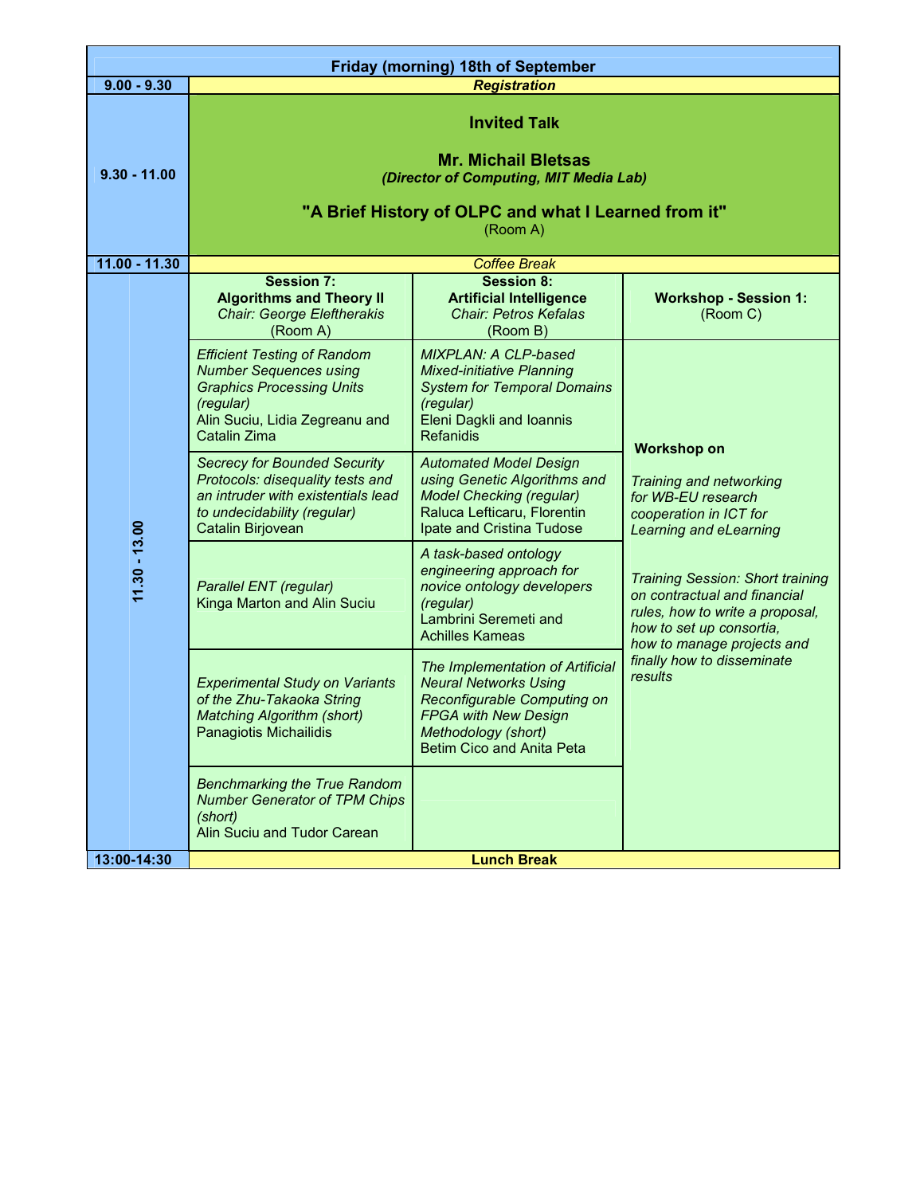## Friday (morning) 18th of September

| Time | | | |
|---|---|---|---|
| 9.00 - 9.30 | ***Registration*** | | |
| 9.30 - 11.00 | **Invited Talk**<br><br>**Mr. Michail Bletsas**<br>***(Director of Computing, MIT Media Lab)***<br><br>**"A Brief History of OLPC and what I Learned from it"**<br>(Room A) | | |
| 11.00 - 11.30 | *Coffee Break* | | |
| 11.30 - 13.00 | **Session 7: Algorithms and Theory II**<br>*Chair: George Eleftherakis*<br>(Room A) | **Session 8: Artificial Intelligence**<br>*Chair: Petros Kefalas*<br>(Room B) | **Workshop - Session 1:**<br>(Room C) |
| | *Efficient Testing of Random Number Sequences using Graphics Processing Units (regular)*<br>Alin Suciu, Lidia Zegreanu and Catalin Zima | *MIXPLAN: A CLP-based Mixed-initiative Planning System for Temporal Domains (regular)*<br>Eleni Dagkli and Ioannis Refanidis | **Workshop on**<br><br>*Training and networking for WB-EU research cooperation in ICT for Learning and eLearning*<br><br>*Training Session: Short training on contractual and financial rules, how to write a proposal, how to set up consortia, how to manage projects and finally how to disseminate results* |
| | *Secrecy for Bounded Security Protocols: disequality tests and an intruder with existentials lead to undecidability (regular)*<br>Catalin Birjovean | *Automated Model Design using Genetic Algorithms and Model Checking (regular)*<br>Raluca Lefticaru, Florentin Ipate and Cristina Tudose | |
| | *Parallel ENT (regular)*<br>Kinga Marton and Alin Suciu | *A task-based ontology engineering approach for novice ontology developers (regular)*<br>Lambrini Seremeti and Achilles Kameas | |
| | *Experimental Study on Variants of the Zhu-Takaoka String Matching Algorithm (short)*<br>Panagiotis Michailidis | *The Implementation of Artificial Neural Networks Using Reconfigurable Computing on FPGA with New Design Methodology (short)*<br>Betim Cico and Anita Peta | |
| | *Benchmarking the True Random Number Generator of TPM Chips (short)*<br>Alin Suciu and Tudor Carean | | |
| 13:00-14:30 | **Lunch Break** | | |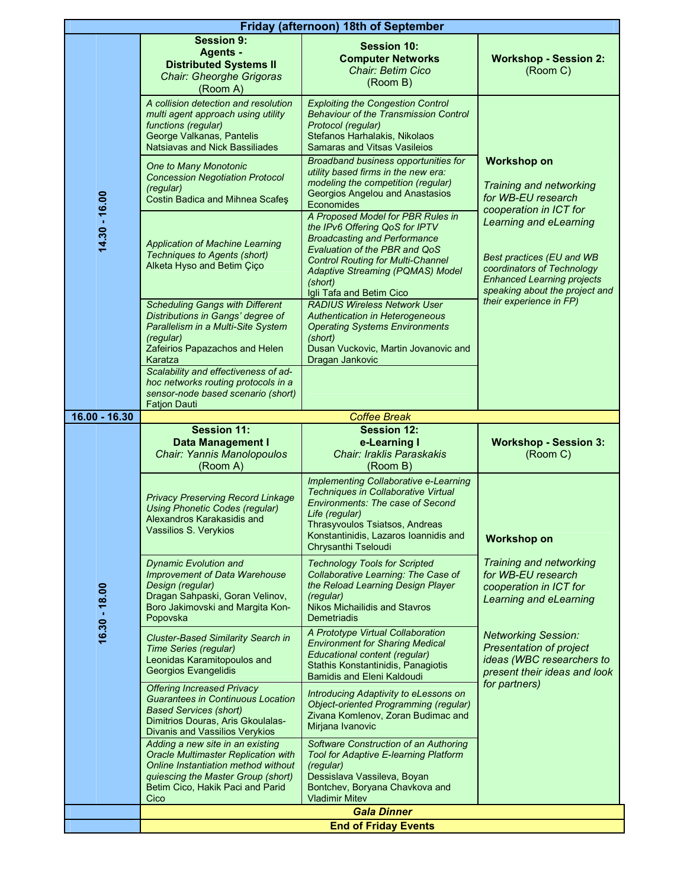## Friday (afternoon) 18th of September

| Time | Session 9: Agents - Distributed Systems II *Chair: Gheorghe Grigoras* (Room A) | Session 10: Computer Networks *Chair: Betim Cico* (Room B) | Workshop - Session 2: (Room C) |
|---|---|---|---|
| 14.30 - 16.00 | *A collision detection and resolution multi agent approach using utility functions (regular)* George Valkanas, Pantelis Natsiavas and Nick Bassiliades | *Exploiting the Congestion Control Behaviour of the Transmission Control Protocol (regular)* Stefanos Harhalakis, Nikolaos Samaras and Vitsas Vasileios | **Workshop on** *Training and networking for WB-EU research cooperation in ICT for Learning and eLearning* *Best practices (EU and WB coordinators of Technology Enhanced Learning projects speaking about the project and their experience in FP)* |
| | *One to Many Monotonic Concession Negotiation Protocol (regular)* Costin Badica and Mihnea Scafeş | *Broadband business opportunities for utility based firms in the new era: modeling the competition (regular)* Georgios Angelou and Anastasios Economides | |
| | *Application of Machine Learning Techniques to Agents (short)* Alketa Hyso and Betim Çiço | *A Proposed Model for PBR Rules in the IPv6 Offering QoS for IPTV Broadcasting and Performance Evaluation of the PBR and QoS Control Routing for Multi-Channel Adaptive Streaming (PQMAS) Model (short)* Igli Tafa and Betim Cico | |
| | *Scheduling Gangs with Different Distributions in Gangs' degree of Parallelism in a Multi-Site System (regular)* Zafeirios Papazachos and Helen Karatza | *RADIUS Wireless Network User Authentication in Heterogeneous Operating Systems Environments (short)* Dusan Vuckovic, Martin Jovanovic and Dragan Jankovic | |
| | *Scalability and effectiveness of ad-hoc networks routing protocols in a sensor-node based scenario (short)* Fatjon Dauti | | |
| 16.00 - 16.30 | *Coffee Break* | | |
| | **Session 11: Data Management I** *Chair: Yannis Manolopoulos* (Room A) | **Session 12: e-Learning I** *Chair: Iraklis Paraskakis* (Room B) | **Workshop - Session 3:** (Room C) |
| 16.30 - 18.00 | *Privacy Preserving Record Linkage Using Phonetic Codes (regular)* Alexandros Karakasidis and Vassilios S. Verykios | *Implementing Collaborative e-Learning Techniques in Collaborative Virtual Environments: The case of Second Life (regular)* Thrasyvoulos Tsiatsos, Andreas Konstantinidis, Lazaros Ioannidis and Chrysanthi Tseloudi | **Workshop on** *Training and networking for WB-EU research cooperation in ICT for Learning and eLearning* *Networking Session: Presentation of project ideas (WBC researchers to present their ideas and look for partners)* |
| | *Dynamic Evolution and Improvement of Data Warehouse Design (regular)* Dragan Sahpaski, Goran Velinov, Boro Jakimovski and Margita Kon-Popovska | *Technology Tools for Scripted Collaborative Learning: The Case of the Reload Learning Design Player (regular)* Nikos Michailidis and Stavros Demetriadis | |
| | *Cluster-Based Similarity Search in Time Series (regular)* Leonidas Karamitopoulos and Georgios Evangelidis | *A Prototype Virtual Collaboration Environment for Sharing Medical Educational content (regular)* Stathis Konstantinidis, Panagiotis Bamidis and Eleni Kaldoudi | |
| | *Offering Increased Privacy Guarantees in Continuous Location Based Services (short)* Dimitrios Douras, Aris Gkoulalas-Divanis and Vassilios Verykios | *Introducing Adaptivity to eLessons on Object-oriented Programming (regular)* Zivana Komlenov, Zoran Budimac and Mirjana Ivanovic | |
| | *Adding a new site in an existing Oracle Multimaster Replication with Online Instantiation method without quiescing the Master Group (short)* Betim Cico, Hakik Paci and Parid Cico | *Software Construction of an Authoring Tool for Adaptive E-learning Platform (regular)* Dessislava Vassileva, Boyan Bontchev, Boryana Chavkova and Vladimir Mitev | |
| | ***Gala Dinner*** | | |
| | **End of Friday Events** | | |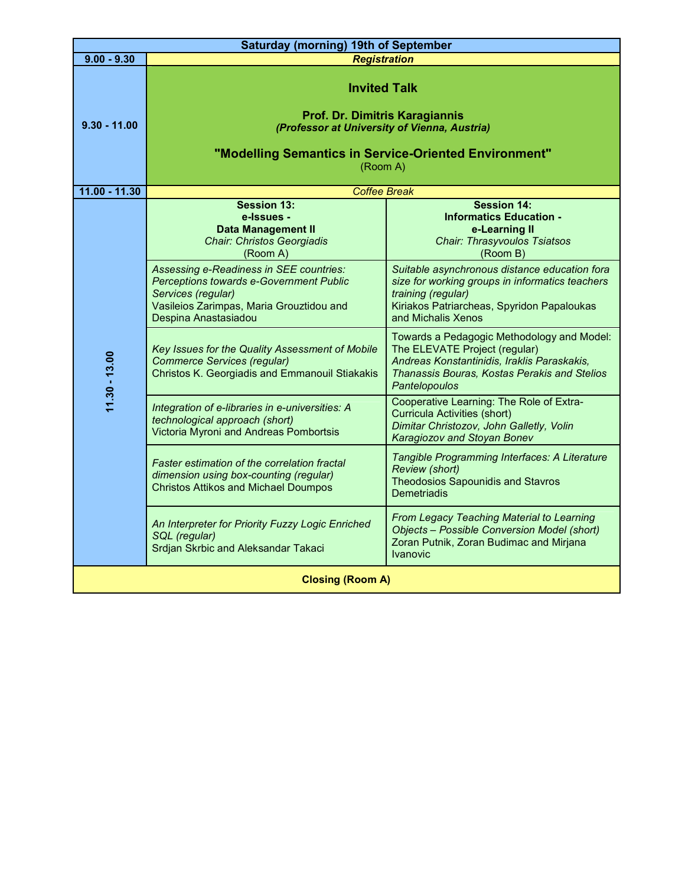| Saturday (morning) 19th of September | | |
|---|---|---|
| 9.00 - 9.30 | *Registration* | |
| 9.30 - 11.00 | **Invited Talk**<br><br>**Prof. Dr. Dimitris Karagiannis**<br>***(Professor at University of Vienna, Austria)***<br><br>**"Modelling Semantics in Service-Oriented Environment"**<br>(Room A) | |
| 11.00 - 11.30 | *Coffee Break* | |
| 11.30 - 13.00 | **Session 13:**<br>**e-Issues -**<br>**Data Management II**<br>*Chair: Christos Georgiadis*<br>(Room A) | **Session 14:**<br>**Informatics Education -**<br>**e-Learning II**<br>*Chair: Thrasyvoulos Tsiatsos*<br>(Room B) |
| | *Assessing e-Readiness in SEE countries: Perceptions towards e-Government Public Services (regular)*<br>Vasileios Zarimpas, Maria Grouztidou and Despina Anastasiadou | *Suitable asynchronous distance education fora size for working groups in informatics teachers training (regular)*<br>Kiriakos Patriarcheas, Spyridon Papaloukas and Michalis Xenos |
| | *Key Issues for the Quality Assessment of Mobile Commerce Services (regular)*<br>Christos K. Georgiadis and Emmanouil Stiakakis | Towards a Pedagogic Methodology and Model: The ELEVATE Project (regular)<br>*Andreas Konstantinidis, Iraklis Paraskakis, Thanassis Bouras, Kostas Perakis and Stelios Pantelopoulos* |
| | *Integration of e-libraries in e-universities: A technological approach (short)*<br>Victoria Myroni and Andreas Pombortsis | Cooperative Learning: The Role of Extra-Curricula Activities (short)<br>*Dimitar Christozov, John Galletly, Volin Karagiozov and Stoyan Bonev* |
| | *Faster estimation of the correlation fractal dimension using box-counting (regular)*<br>Christos Attikos and Michael Doumpos | *Tangible Programming Interfaces: A Literature Review (short)*<br>Theodosios Sapounidis and Stavros Demetriadis |
| | *An Interpreter for Priority Fuzzy Logic Enriched SQL (regular)*<br>Srdjan Skrbic and Aleksandar Takaci | *From Legacy Teaching Material to Learning Objects – Possible Conversion Model (short)*<br>Zoran Putnik, Zoran Budimac and Mirjana Ivanovic |
| **Closing (Room A)** | | |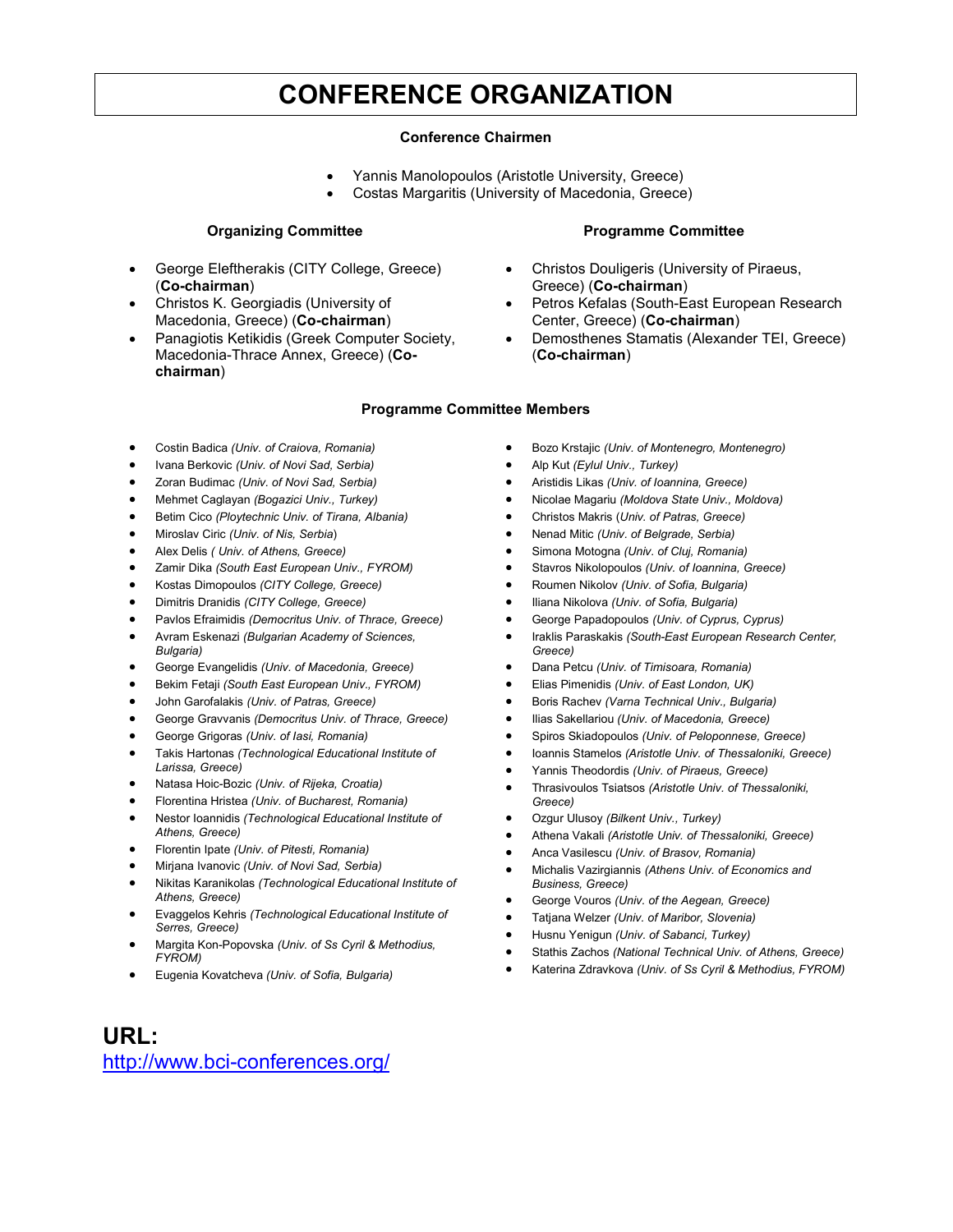# CONFERENCE ORGANIZATION

### Conference Chairmen

- Yannis Manolopoulos (Aristotle University, Greece)
- Costas Margaritis (University of Macedonia, Greece)

### Organizing Committee

- George Eleftherakis (CITY College, Greece) (**Co-chairman**)
- Christos K. Georgiadis (University of Macedonia, Greece) (**Co-chairman**)
- Panagiotis Ketikidis (Greek Computer Society, Macedonia-Thrace Annex, Greece) (**Co-chairman**)

### Programme Committee

- Christos Douligeris (University of Piraeus, Greece) (**Co-chairman**)
- Petros Kefalas (South-East European Research Center, Greece) (**Co-chairman**)
- Demosthenes Stamatis (Alexander TEI, Greece) (**Co-chairman**)

### Programme Committee Members

- Costin Badica *(Univ. of Craiova, Romania)*
- Ivana Berkovic *(Univ. of Novi Sad, Serbia)*
- Zoran Budimac *(Univ. of Novi Sad, Serbia)*
- Mehmet Caglayan *(Bogazici Univ., Turkey)*
- Betim Cico *(Ploytechnic Univ. of Tirana, Albania)*
- Miroslav Ciric *(Univ. of Nis, Serbia)*
- Alex Delis *( Univ. of Athens, Greece)*
- Zamir Dika *(South East European Univ., FYROM)*
- Kostas Dimopoulos *(CITY College, Greece)*
- Dimitris Dranidis *(CITY College, Greece)*
- Pavlos Efraimidis *(Democritus Univ. of Thrace, Greece)*
- Avram Eskenazi *(Bulgarian Academy of Sciences, Bulgaria)*
- George Evangelidis *(Univ. of Macedonia, Greece)*
- Bekim Fetaji *(South East European Univ., FYROM)*
- John Garofalakis *(Univ. of Patras, Greece)*
- George Gravvanis *(Democritus Univ. of Thrace, Greece)*
- George Grigoras *(Univ. of Iasi, Romania)*
- Takis Hartonas *(Technological Educational Institute of Larissa, Greece)*
- Natasa Hoic-Bozic *(Univ. of Rijeka, Croatia)*
- Florentina Hristea *(Univ. of Bucharest, Romania)*
- Nestor Ioannidis *(Technological Educational Institute of Athens, Greece)*
- Florentin Ipate *(Univ. of Pitesti, Romania)*
- Mirjana Ivanovic *(Univ. of Novi Sad, Serbia)*
- Nikitas Karanikolas *(Technological Educational Institute of Athens, Greece)*
- Evaggelos Kehris *(Technological Educational Institute of Serres, Greece)*
- Margita Kon-Popovska *(Univ. of Ss Cyril & Methodius, FYROM)*
- Eugenia Kovatcheva *(Univ. of Sofia, Bulgaria)*
- Bozo Krstajic *(Univ. of Montenegro, Montenegro)*
- Alp Kut *(Eylul Univ., Turkey)*
- Aristidis Likas *(Univ. of Ioannina, Greece)*
- Nicolae Magariu *(Moldova State Univ., Moldova)*
- Christos Makris (*Univ. of Patras, Greece)*
- Nenad Mitic *(Univ. of Belgrade, Serbia)*
- Simona Motogna *(Univ. of Cluj, Romania)*
- Stavros Nikolopoulos *(Univ. of Ioannina, Greece)*
- Roumen Nikolov *(Univ. of Sofia, Bulgaria)*
- Iliana Nikolova *(Univ. of Sofia, Bulgaria)*
- George Papadopoulos *(Univ. of Cyprus, Cyprus)*
- Iraklis Paraskakis *(South-East European Research Center, Greece)*
- Dana Petcu *(Univ. of Timisoara, Romania)*
- Elias Pimenidis *(Univ. of East London, UK)*
- Boris Rachev *(Varna Technical Univ., Bulgaria)*
- Ilias Sakellariou *(Univ. of Macedonia, Greece)*
- Spiros Skiadopoulos *(Univ. of Peloponnese, Greece)*
- Ioannis Stamelos *(Aristotle Univ. of Thessaloniki, Greece)*
- Yannis Theodordis *(Univ. of Piraeus, Greece)*
- Thrasivoulos Tsiatsos *(Aristotle Univ. of Thessaloniki, Greece)*
- Ozgur Ulusoy *(Bilkent Univ., Turkey)*
- Athena Vakali *(Aristotle Univ. of Thessaloniki, Greece)*
- Anca Vasilescu *(Univ. of Brasov, Romania)*
- Michalis Vazirgiannis *(Athens Univ. of Economics and Business, Greece)*
- George Vouros *(Univ. of the Aegean, Greece)*
- Tatjana Welzer *(Univ. of Maribor, Slovenia)*
- Husnu Yenigun *(Univ. of Sabanci, Turkey)*
- Stathis Zachos *(National Technical Univ. of Athens, Greece)*
- Katerina Zdravkova *(Univ. of Ss Cyril & Methodius, FYROM)*

## URL:
http://www.bci-conferences.org/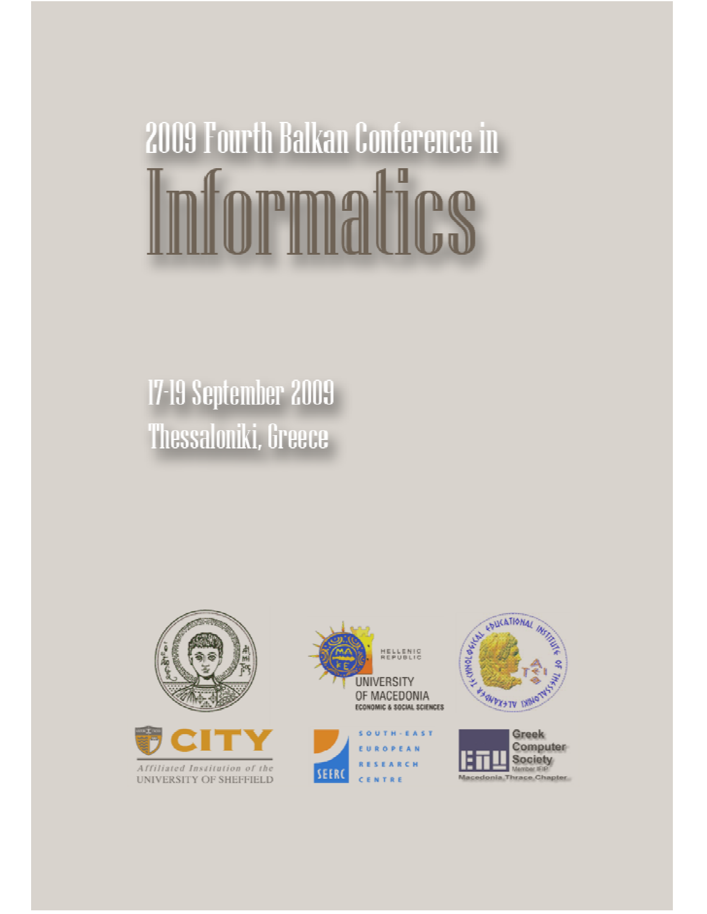# 2009 Fourth Balkan Conference in Informatics

17-19 September 2009
Thessaloniki, Greece

HELLENIC REPUBLIC
UNIVERSITY OF MACEDONIA
ECONOMIC & SOCIAL SCIENCES

CITY
Affiliated Institution of the
UNIVERSITY OF SHEFFIELD

SOUTH-EAST EUROPEAN RESEARCH CENTRE
SEERC

Greek Computer Society
Member IFIP
Macedonia,Thrace Chapter